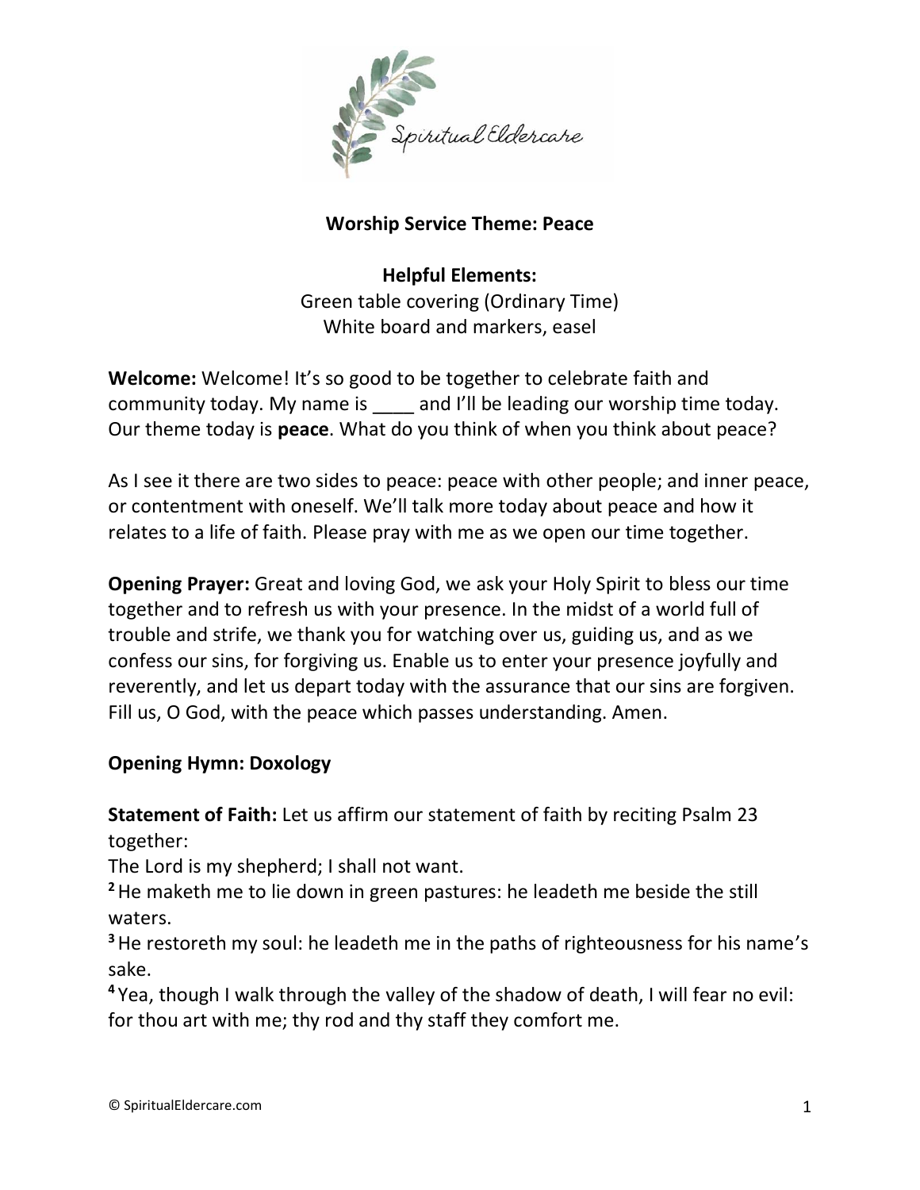Spiritual Eldercare

## Worship Service Theme: Peace

**Helpful Elements:**

Green table covering (Ordinary Time)
White board and markers, easel

**Welcome:** Welcome! It's so good to be together to celebrate faith and community today. My name is ____ and I'll be leading our worship time today. Our theme today is **peace**. What do you think of when you think about peace?

As I see it there are two sides to peace: peace with other people; and inner peace, or contentment with oneself. We'll talk more today about peace and how it relates to a life of faith. Please pray with me as we open our time together.

**Opening Prayer:** Great and loving God, we ask your Holy Spirit to bless our time together and to refresh us with your presence. In the midst of a world full of trouble and strife, we thank you for watching over us, guiding us, and as we confess our sins, for forgiving us. Enable us to enter your presence joyfully and reverently, and let us depart today with the assurance that our sins are forgiven. Fill us, O God, with the peace which passes understanding. Amen.

**Opening Hymn: Doxology**

**Statement of Faith:** Let us affirm our statement of faith by reciting Psalm 23 together:

The Lord is my shepherd; I shall not want.

**2** He maketh me to lie down in green pastures: he leadeth me beside the still waters.

**3** He restoreth my soul: he leadeth me in the paths of righteousness for his name's sake.

**4** Yea, though I walk through the valley of the shadow of death, I will fear no evil: for thou art with me; thy rod and thy staff they comfort me.

© SpiritualEldercare.com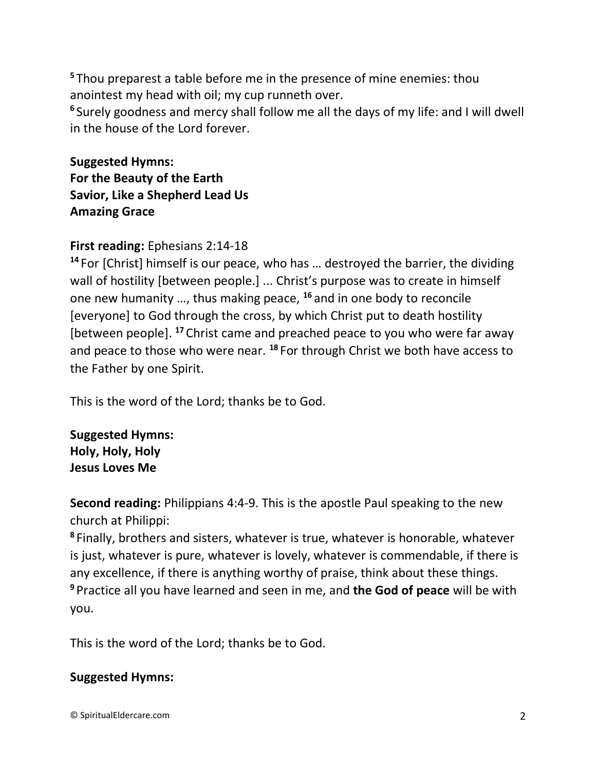[5] Thou preparest a table before me in the presence of mine enemies: thou anointest my head with oil; my cup runneth over.
[6] Surely goodness and mercy shall follow me all the days of my life: and I will dwell in the house of the Lord forever.

**Suggested Hymns:**
**For the Beauty of the Earth**
**Savior, Like a Shepherd Lead Us**
**Amazing Grace**

**First reading:** Ephesians 2:14-18
[14] For [Christ] himself is our peace, who has … destroyed the barrier, the dividing wall of hostility [between people.] ... Christ's purpose was to create in himself one new humanity …, thus making peace, [16] and in one body to reconcile [everyone] to God through the cross, by which Christ put to death hostility [between people]. [17] Christ came and preached peace to you who were far away and peace to those who were near. [18] For through Christ we both have access to the Father by one Spirit.

This is the word of the Lord; thanks be to God.

**Suggested Hymns:**
**Holy, Holy, Holy**
**Jesus Loves Me**

**Second reading:** Philippians 4:4-9. This is the apostle Paul speaking to the new church at Philippi:
[8] Finally, brothers and sisters, whatever is true, whatever is honorable, whatever is just, whatever is pure, whatever is lovely, whatever is commendable, if there is any excellence, if there is anything worthy of praise, think about these things.
[9] Practice all you have learned and seen in me, and **the God of peace** will be with you.

This is the word of the Lord; thanks be to God.

**Suggested Hymns:**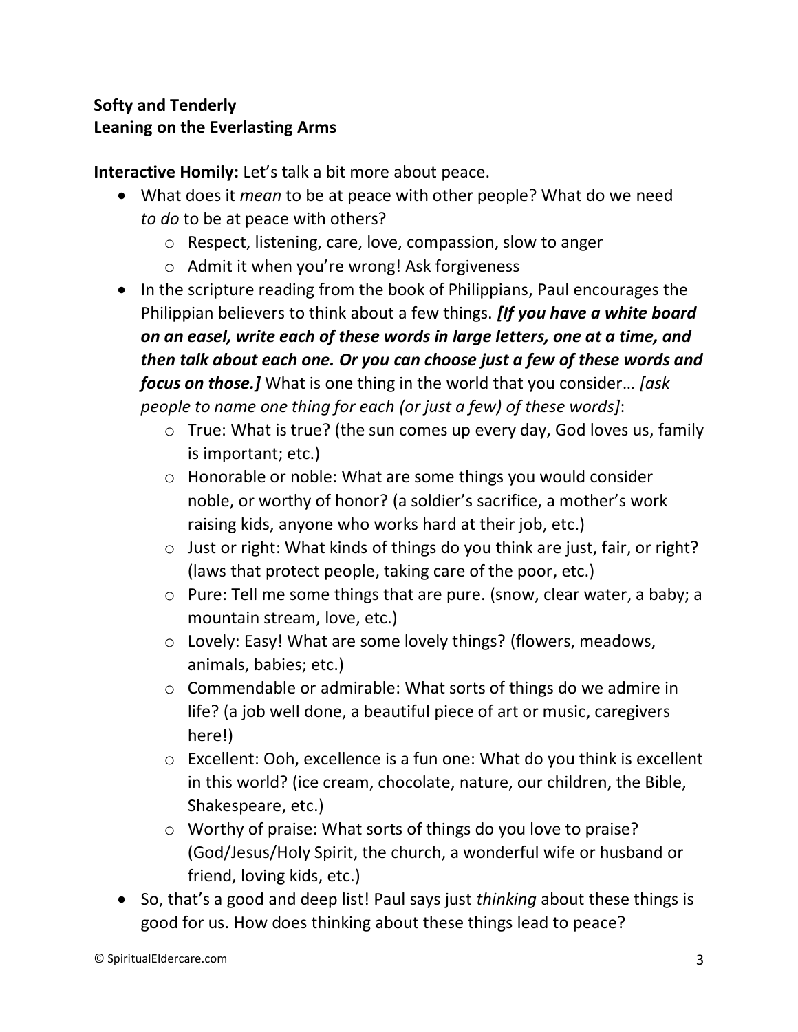**Softy and Tenderly**
**Leaning on the Everlasting Arms**

**Interactive Homily:** Let's talk a bit more about peace.

- What does it *mean* to be at peace with other people? What do we need *to do* to be at peace with others?
    - Respect, listening, care, love, compassion, slow to anger
    - Admit it when you're wrong! Ask forgiveness
- In the scripture reading from the book of Philippians, Paul encourages the Philippian believers to think about a few things. ***[If you have a white board on an easel, write each of these words in large letters, one at a time, and then talk about each one. Or you can choose just a few of these words and focus on those.]*** What is one thing in the world that you consider… *[ask people to name one thing for each (or just a few) of these words]*:
    - True: What is true? (the sun comes up every day, God loves us, family is important; etc.)
    - Honorable or noble: What are some things you would consider noble, or worthy of honor? (a soldier's sacrifice, a mother's work raising kids, anyone who works hard at their job, etc.)
    - Just or right: What kinds of things do you think are just, fair, or right? (laws that protect people, taking care of the poor, etc.)
    - Pure: Tell me some things that are pure. (snow, clear water, a baby; a mountain stream, love, etc.)
    - Lovely: Easy! What are some lovely things? (flowers, meadows, animals, babies; etc.)
    - Commendable or admirable: What sorts of things do we admire in life? (a job well done, a beautiful piece of art or music, caregivers here!)
    - Excellent: Ooh, excellence is a fun one: What do you think is excellent in this world? (ice cream, chocolate, nature, our children, the Bible, Shakespeare, etc.)
    - Worthy of praise: What sorts of things do you love to praise? (God/Jesus/Holy Spirit, the church, a wonderful wife or husband or friend, loving kids, etc.)
- So, that's a good and deep list! Paul says just *thinking* about these things is good for us. How does thinking about these things lead to peace?

© SpiritualEldercare.com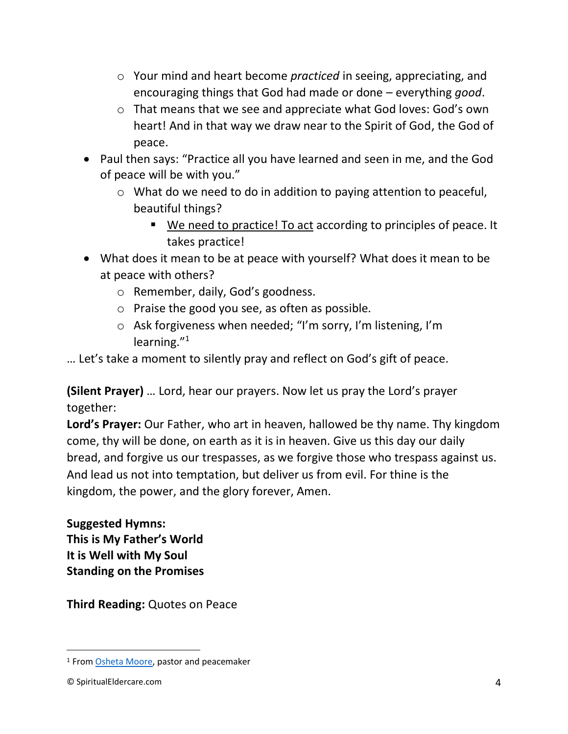- Your mind and heart become *practiced* in seeing, appreciating, and encouraging things that God had made or done – everything *good*.
    - That means that we see and appreciate what God loves: God's own heart! And in that way we draw near to the Spirit of God, the God of peace.
- Paul then says: "Practice all you have learned and seen in me, and the God of peace will be with you."
    - What do we need to do in addition to paying attention to peaceful, beautiful things?
        - <u>We need to practice! To act</u> according to principles of peace. It takes practice!
- What does it mean to be at peace with yourself? What does it mean to be at peace with others?
    - Remember, daily, God's goodness.
    - Praise the good you see, as often as possible.
    - Ask forgiveness when needed; "I'm sorry, I'm listening, I'm learning."[1]

… Let's take a moment to silently pray and reflect on God's gift of peace.

**(Silent Prayer)** … Lord, hear our prayers. Now let us pray the Lord's prayer together:

**Lord's Prayer:** Our Father, who art in heaven, hallowed be thy name. Thy kingdom come, thy will be done, on earth as it is in heaven. Give us this day our daily bread, and forgive us our trespasses, as we forgive those who trespass against us. And lead us not into temptation, but deliver us from evil. For thine is the kingdom, the power, and the glory forever, Amen.

**Suggested Hymns:**
**This is My Father's World**
**It is Well with My Soul**
**Standing on the Promises**

**Third Reading:** Quotes on Peace

---

[1] From [Osheta Moore](), pastor and peacemaker

© SpiritualEldercare.com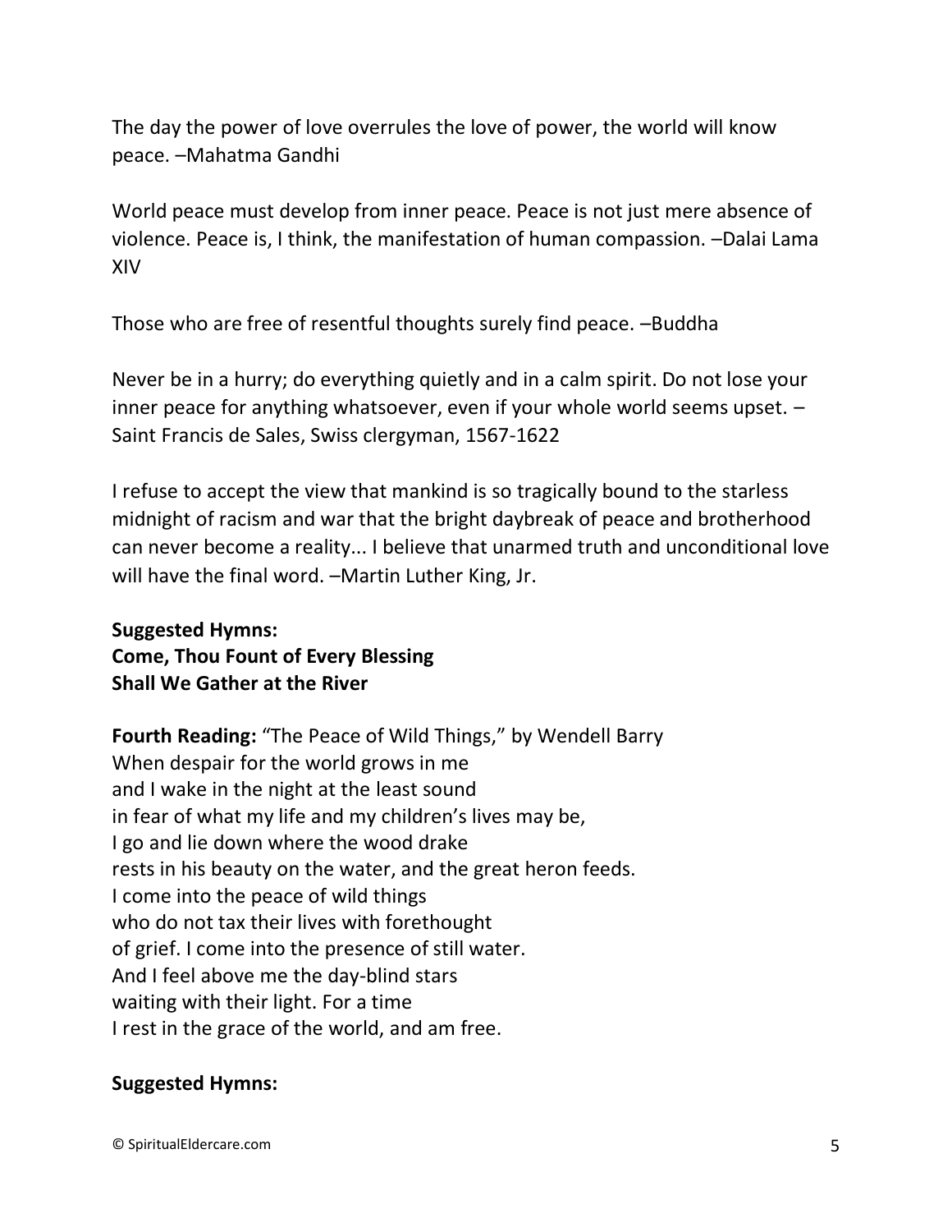The day the power of love overrules the love of power, the world will know peace. –Mahatma Gandhi

World peace must develop from inner peace. Peace is not just mere absence of violence. Peace is, I think, the manifestation of human compassion. –Dalai Lama XIV

Those who are free of resentful thoughts surely find peace. –Buddha

Never be in a hurry; do everything quietly and in a calm spirit. Do not lose your inner peace for anything whatsoever, even if your whole world seems upset. –Saint Francis de Sales, Swiss clergyman, 1567-1622

I refuse to accept the view that mankind is so tragically bound to the starless midnight of racism and war that the bright daybreak of peace and brotherhood can never become a reality... I believe that unarmed truth and unconditional love will have the final word. –Martin Luther King, Jr.

**Suggested Hymns:**
**Come, Thou Fount of Every Blessing**
**Shall We Gather at the River**

**Fourth Reading:** "The Peace of Wild Things," by Wendell Barry
When despair for the world grows in me
and I wake in the night at the least sound
in fear of what my life and my children's lives may be,
I go and lie down where the wood drake
rests in his beauty on the water, and the great heron feeds.
I come into the peace of wild things
who do not tax their lives with forethought
of grief. I come into the presence of still water.
And I feel above me the day-blind stars
waiting with their light. For a time
I rest in the grace of the world, and am free.

**Suggested Hymns:**

© SpiritualEldercare.com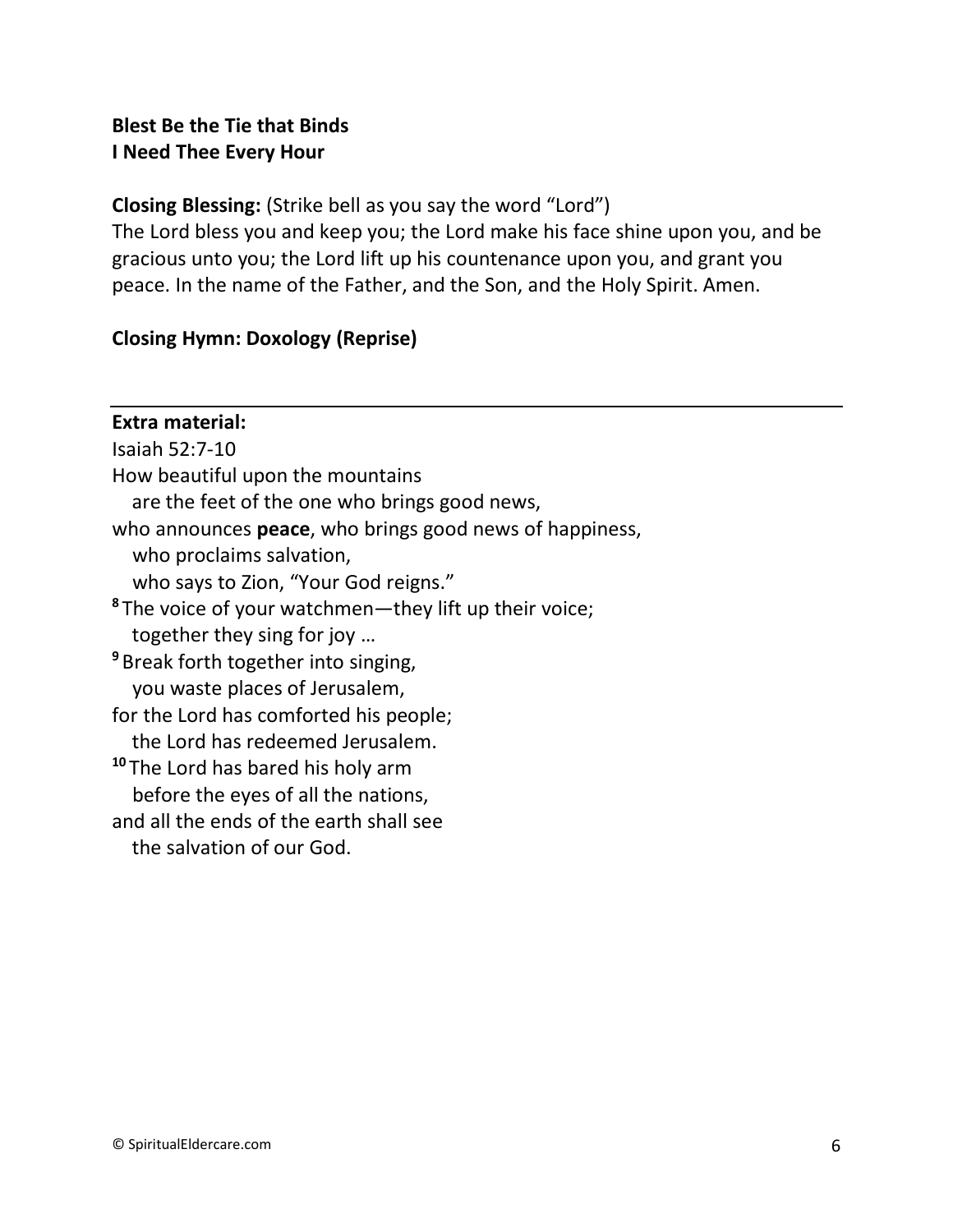**Blest Be the Tie that Binds**
**I Need Thee Every Hour**

**Closing Blessing:** (Strike bell as you say the word "Lord")
The Lord bless you and keep you; the Lord make his face shine upon you, and be gracious unto you; the Lord lift up his countenance upon you, and grant you peace. In the name of the Father, and the Son, and the Holy Spirit. Amen.

**Closing Hymn: Doxology (Reprise)**

---

**Extra material:**

Isaiah 52:7-10

How beautiful upon the mountains
   are the feet of the one who brings good news,
who announces **peace**, who brings good news of happiness,
   who proclaims salvation,
   who says to Zion, "Your God reigns."
**8** The voice of your watchmen—they lift up their voice;
   together they sing for joy …
**9** Break forth together into singing,
   you waste places of Jerusalem,
for the Lord has comforted his people;
   the Lord has redeemed Jerusalem.
**10** The Lord has bared his holy arm
   before the eyes of all the nations,
and all the ends of the earth shall see
   the salvation of our God.

© SpiritualEldercare.com